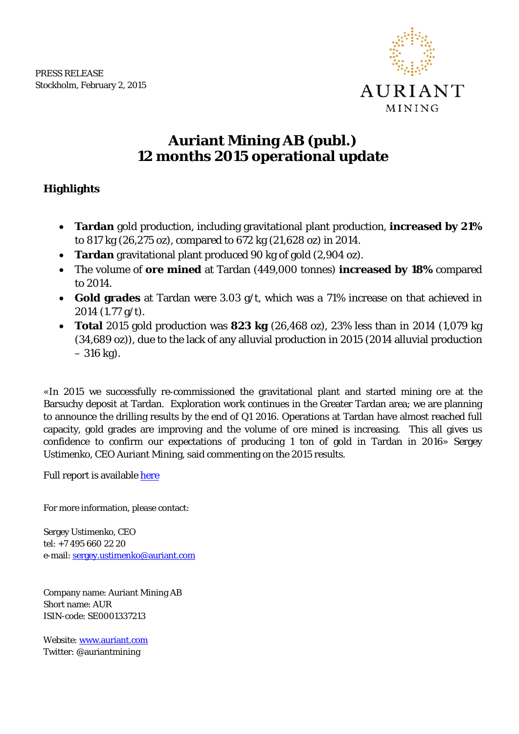PRESS RELEASE
Stockholm, February 2, 2015

AURIANT
MINING

# Auriant Mining AB (publ.)
# 12 months 2015 operational update

## Highlights

- **Tardan** gold production, including gravitational plant production, **increased by 21%** to 817 kg (26,275 oz), compared to 672 kg (21,628 oz) in 2014.
- **Tardan** gravitational plant produced 90 kg of gold (2,904 oz).
- The volume of **ore mined** at Tardan (449,000 tonnes) **increased by 18%** compared to 2014.
- **Gold grades** at Tardan were 3.03 g/t, which was a 71% increase on that achieved in 2014 (1.77 g/t).
- **Total** 2015 gold production was **823 kg** (26,468 oz), 23% less than in 2014 (1,079 kg (34,689 oz)), due to the lack of any alluvial production in 2015 (2014 alluvial production – 316 kg).

«In 2015 we successfully re-commissioned the gravitational plant and started mining ore at the Barsuchy deposit at Tardan. Exploration work continues in the Greater Tardan area; we are planning to announce the drilling results by the end of Q1 2016. Operations at Tardan have almost reached full capacity, gold grades are improving and the volume of ore mined is increasing. This all gives us confidence to confirm our expectations of producing 1 ton of gold in Tardan in 2016» Sergey Ustimenko, CEO Auriant Mining, said commenting on the 2015 results.

Full report is available here

For more information, please contact:

Sergey Ustimenko, CEO
tel: +7 495 660 22 20
e-mail: sergey.ustimenko@auriant.com

Company name: Auriant Mining AB
Short name: AUR
ISIN-code: SE0001337213

Website: www.auriant.com
Twitter: @auriantmining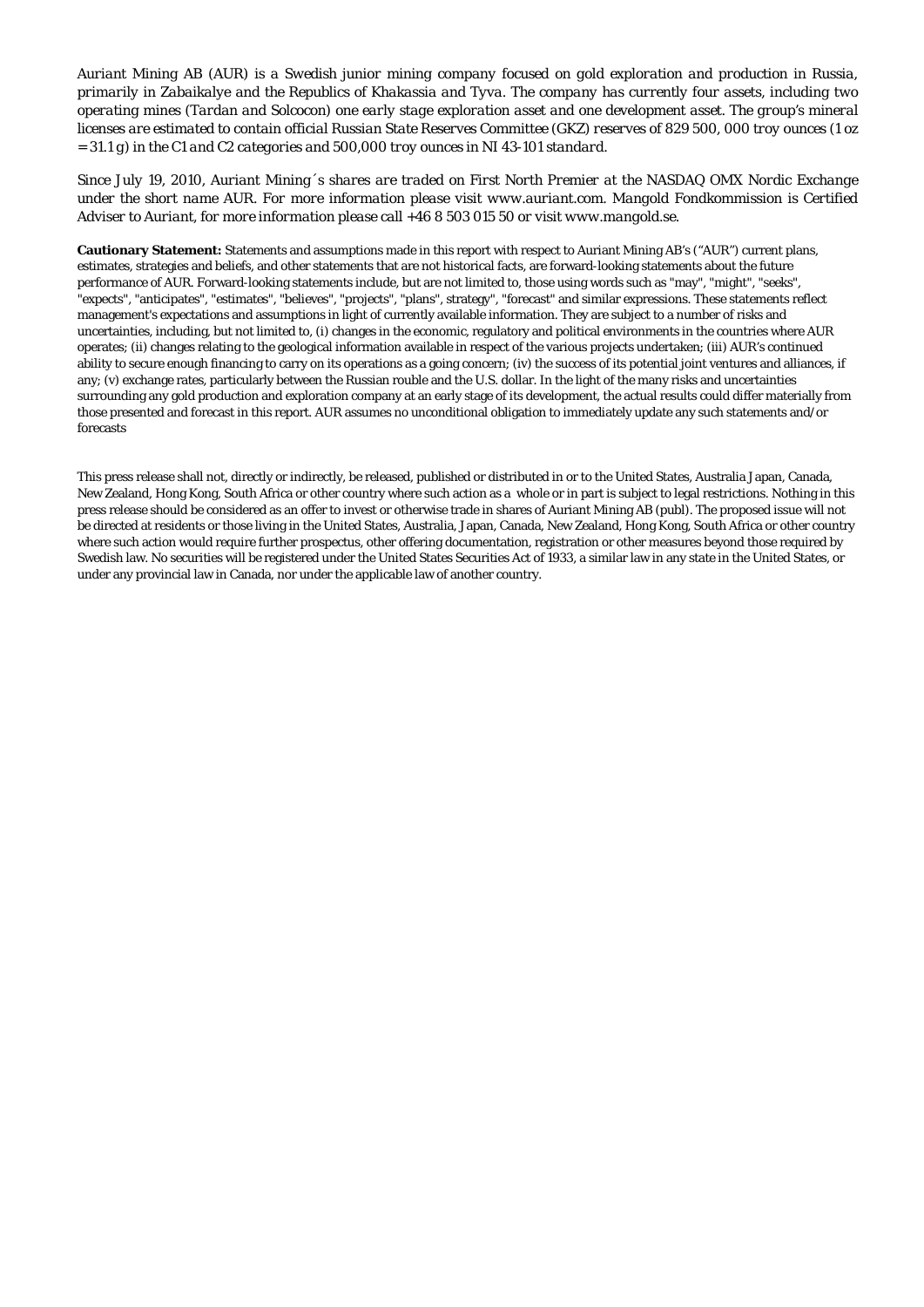*Auriant Mining AB (AUR) is a Swedish junior mining company focused on gold exploration and production in Russia, primarily in Zabaikalye and the Republics of Khakassia and Tyva. The company has currently four assets, including two operating mines (Tardan and Solcocon) one early stage exploration asset and one development asset. The group's mineral licenses are estimated to contain official Russian State Reserves Committee (GKZ) reserves of 829 500, 000 troy ounces (1 oz = 31.1 g) in the C1 and C2 categories and 500,000 troy ounces in NI 43-101 standard.*

*Since July 19, 2010, Auriant Mining´s shares are traded on First North Premier at the NASDAQ OMX Nordic Exchange under the short name AUR. For more information please visit www.auriant.com. Mangold Fondkommission is Certified Adviser to Auriant, for more information please call +46 8 503 015 50 or visit www.mangold.se.*

**Cautionary Statement:** Statements and assumptions made in this report with respect to Auriant Mining AB's ("AUR") current plans, estimates, strategies and beliefs, and other statements that are not historical facts, are forward-looking statements about the future performance of AUR. Forward-looking statements include, but are not limited to, those using words such as "may", "might", "seeks", "expects", "anticipates", "estimates", "believes", "projects", "plans", strategy", "forecast" and similar expressions. These statements reflect management's expectations and assumptions in light of currently available information. They are subject to a number of risks and uncertainties, including, but not limited to, (i) changes in the economic, regulatory and political environments in the countries where AUR operates; (ii) changes relating to the geological information available in respect of the various projects undertaken; (iii) AUR's continued ability to secure enough financing to carry on its operations as a going concern; (iv) the success of its potential joint ventures and alliances, if any; (v) exchange rates, particularly between the Russian rouble and the U.S. dollar. In the light of the many risks and uncertainties surrounding any gold production and exploration company at an early stage of its development, the actual results could differ materially from those presented and forecast in this report. AUR assumes no unconditional obligation to immediately update any such statements and/or forecasts

This press release shall not, directly or indirectly, be released, published or distributed in or to the United States, Australia Japan, Canada, New Zealand, Hong Kong, South Africa or other country where such action as a whole or in part is subject to legal restrictions. Nothing in this press release should be considered as an offer to invest or otherwise trade in shares of Auriant Mining AB (publ). The proposed issue will not be directed at residents or those living in the United States, Australia, Japan, Canada, New Zealand, Hong Kong, South Africa or other country where such action would require further prospectus, other offering documentation, registration or other measures beyond those required by Swedish law. No securities will be registered under the United States Securities Act of 1933, a similar law in any state in the United States, or under any provincial law in Canada, nor under the applicable law of another country.